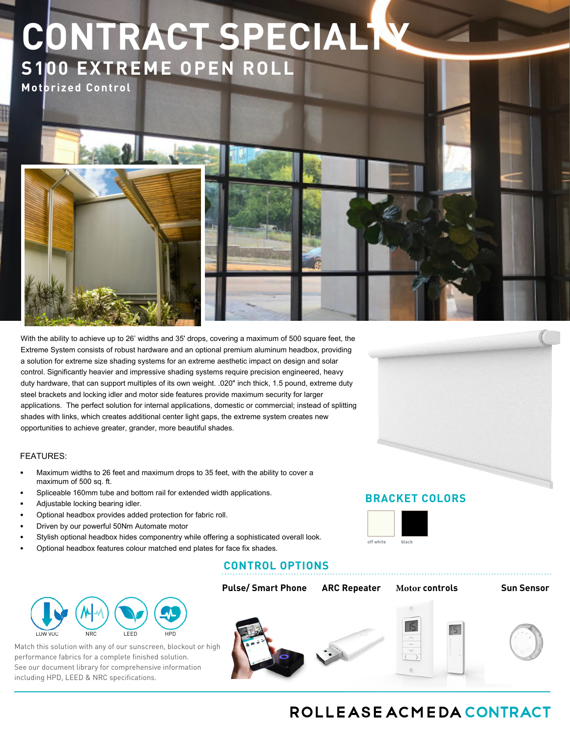# CONTRACT SPECIALTY

## S100 EXTREME OPEN ROLL

### Motorized Control

With the ability to achieve up to 26' widths and 35' drops, covering a maximum of 500 square feet, the Extreme System consists of robust hardware and an optional premium aluminum headbox, providing a solution for extreme size shading systems for an extreme aesthetic impact on design and solar control. Significantly heavier and impressive shading systems require precision engineered, heavy duty hardware, that can support multiples of its own weight. .020" inch thick, 1.5 pound, extreme duty steel brackets and locking idler and motor side features provide maximum security for larger applications. The perfect solution for internal applications, domestic or commercial; instead of splitting shades with links, which creates additional center light gaps, the extreme system creates new opportunities to achieve greater, grander, more beautiful shades.

FEATURES:

- Maximum widths to 26 feet and maximum drops to 35 feet, with the ability to cover a maximum of 500 sq. ft.
- Spliceable 160mm tube and bottom rail for extended width applications.
- Adjustable locking bearing idler.
- Optional headbox provides added protection for fabric roll.
- Driven by our powerful 50Nm Automate motor
- Stylish optional headbox hides componentry while offering a sophisticated overall look.
- Optional headbox features colour matched end plates for face fix shades.

## BRACKET COLORS

off white | black

## CONTROL OPTIONS

Pulse/ Smart Phone | ARC Repeater | Motor controls | Sun Sensor

LOW VOC | NRC | LEED | HPD

Match this solution with any of our sunscreen, blockout or high performance fabrics for a complete finished solution.
See our document library for comprehensive information including HPD, LEED & NRC specifications.

ROLLEASE ACMEDA CONTRACT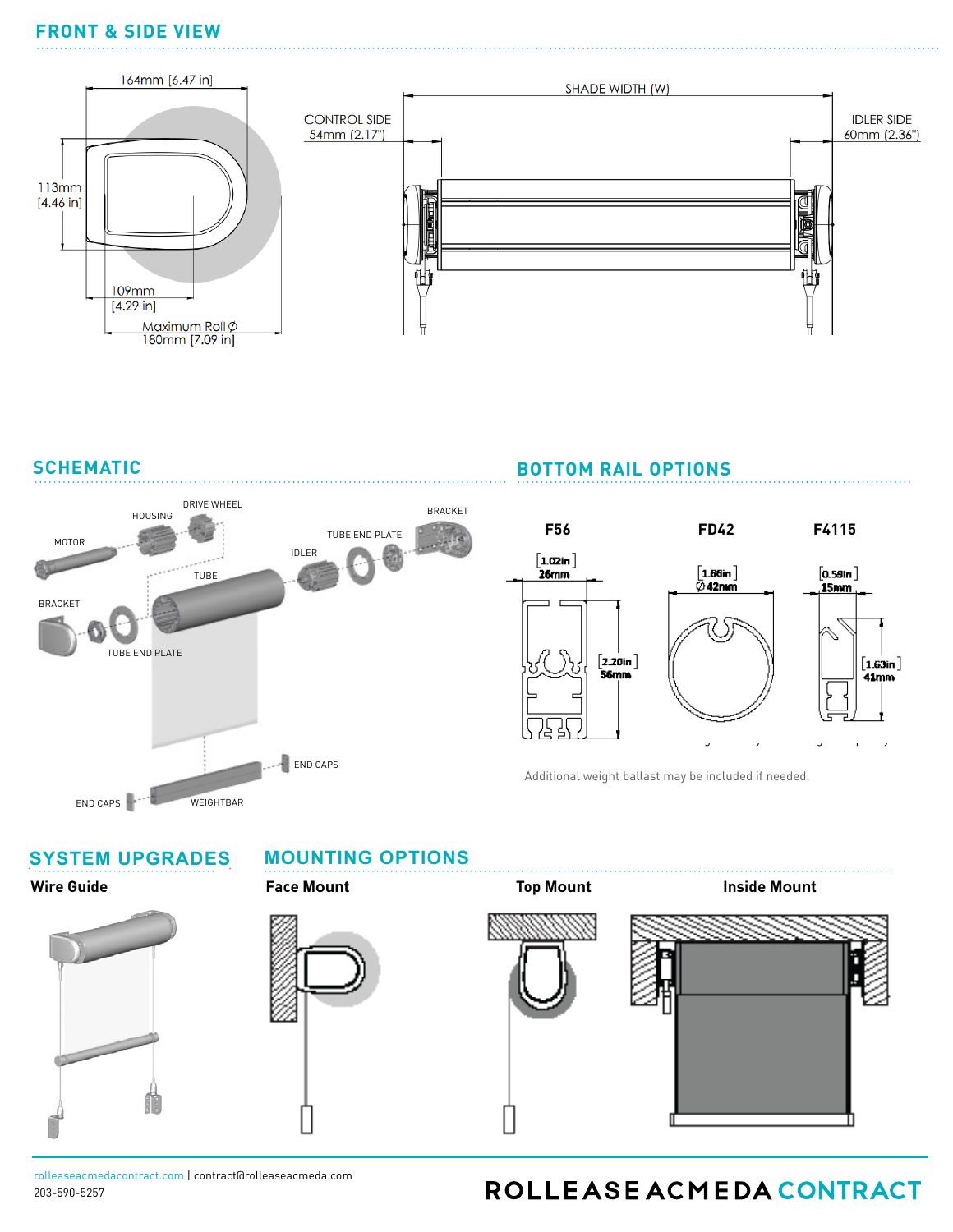## FRONT & SIDE VIEW

164mm [6.47 in]

113mm [4.46 in]

109mm [4.29 in]

Maximum Roll Ø 180mm [7.09 in]

SHADE WIDTH (W)

CONTROL SIDE 54mm (2.17")

IDLER SIDE 60mm (2.36")

## SCHEMATIC

MOTOR

HOUSING

DRIVE WHEEL

BRACKET

TUBE END PLATE

IDLER

TUBE

BRACKET

TUBE END PLATE

END CAPS

WEIGHTBAR

END CAPS

## BOTTOM RAIL OPTIONS

**F56**

[1.02in] 26mm

[2.20in] 56mm

**FD42**

[1.66in] Ø 42mm

**F4115**

[0.59in] 15mm

[1.63in] 41mm

Additional weight ballast may be included if needed.

## SYSTEM UPGRADES

**Wire Guide**

## MOUNTING OPTIONS

**Face Mount**

**Top Mount**

**Inside Mount**

rolleaseacmedacontract.com | contract@rolleaseacmeda.com

203-590-5257

ROLLEASE ACMEDA CONTRACT